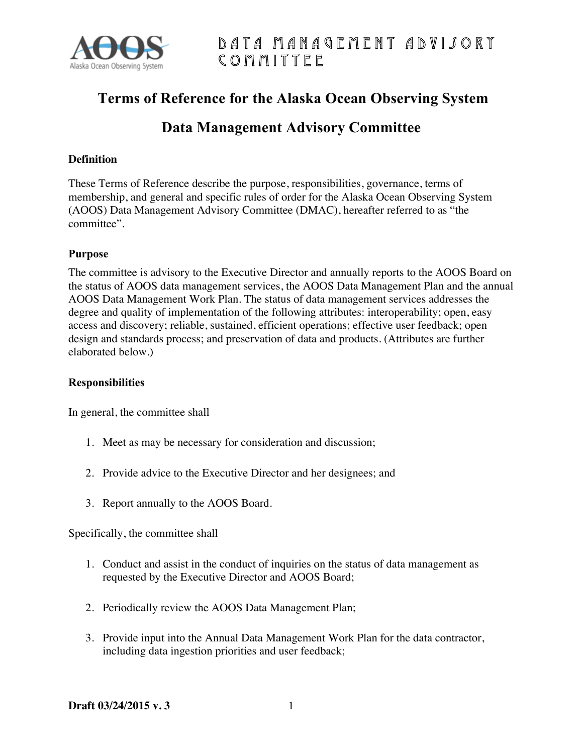# Terms of Reference for the Alaska Ocean Observing System

# Data Management Advisory Committee

### Definition

These Terms of Reference describe the purpose, responsibilities, governance, terms of membership, and general and specific rules of order for the Alaska Ocean Observing System (AOOS) Data Management Advisory Committee (DMAC), hereafter referred to as "the committee".

### Purpose

The committee is advisory to the Executive Director and annually reports to the AOOS Board on the status of AOOS data management services, the AOOS Data Management Plan and the annual AOOS Data Management Work Plan. The status of data management services addresses the degree and quality of implementation of the following attributes: interoperability; open, easy access and discovery; reliable, sustained, efficient operations; effective user feedback; open design and standards process; and preservation of data and products. (Attributes are further elaborated below.)

### Responsibilities

In general, the committee shall

1. Meet as may be necessary for consideration and discussion;
2. Provide advice to the Executive Director and her designees; and
3. Report annually to the AOOS Board.

Specifically, the committee shall

1. Conduct and assist in the conduct of inquiries on the status of data management as requested by the Executive Director and AOOS Board;
2. Periodically review the AOOS Data Management Plan;
3. Provide input into the Annual Data Management Work Plan for the data contractor, including data ingestion priorities and user feedback;

**Draft 03/24/2015 v. 3**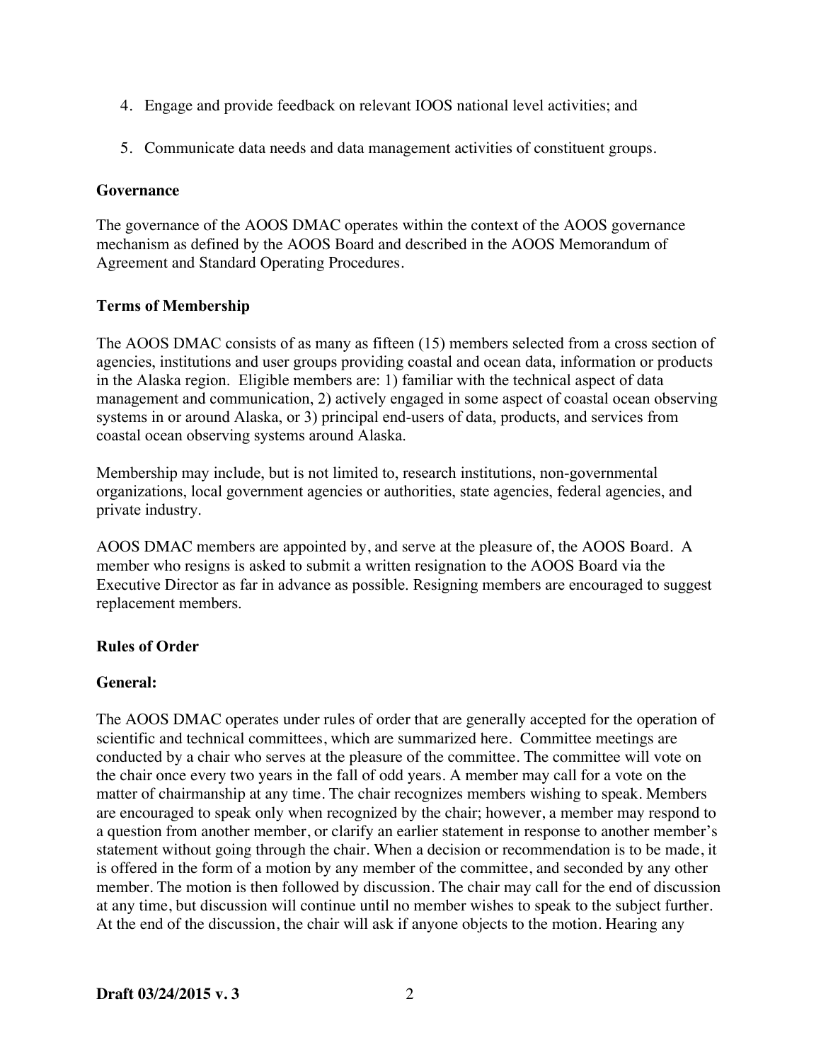4. Engage and provide feedback on relevant IOOS national level activities; and

5. Communicate data needs and data management activities of constituent groups.

**Governance**

The governance of the AOOS DMAC operates within the context of the AOOS governance mechanism as defined by the AOOS Board and described in the AOOS Memorandum of Agreement and Standard Operating Procedures.

**Terms of Membership**

The AOOS DMAC consists of as many as fifteen (15) members selected from a cross section of agencies, institutions and user groups providing coastal and ocean data, information or products in the Alaska region. Eligible members are: 1) familiar with the technical aspect of data management and communication, 2) actively engaged in some aspect of coastal ocean observing systems in or around Alaska, or 3) principal end-users of data, products, and services from coastal ocean observing systems around Alaska.

Membership may include, but is not limited to, research institutions, non-governmental organizations, local government agencies or authorities, state agencies, federal agencies, and private industry.

AOOS DMAC members are appointed by, and serve at the pleasure of, the AOOS Board. A member who resigns is asked to submit a written resignation to the AOOS Board via the Executive Director as far in advance as possible. Resigning members are encouraged to suggest replacement members.

**Rules of Order**

**General:**

The AOOS DMAC operates under rules of order that are generally accepted for the operation of scientific and technical committees, which are summarized here. Committee meetings are conducted by a chair who serves at the pleasure of the committee. The committee will vote on the chair once every two years in the fall of odd years. A member may call for a vote on the matter of chairmanship at any time. The chair recognizes members wishing to speak. Members are encouraged to speak only when recognized by the chair; however, a member may respond to a question from another member, or clarify an earlier statement in response to another member's statement without going through the chair. When a decision or recommendation is to be made, it is offered in the form of a motion by any member of the committee, and seconded by any other member. The motion is then followed by discussion. The chair may call for the end of discussion at any time, but discussion will continue until no member wishes to speak to the subject further. At the end of the discussion, the chair will ask if anyone objects to the motion. Hearing any

**Draft 03/24/2015 v. 3**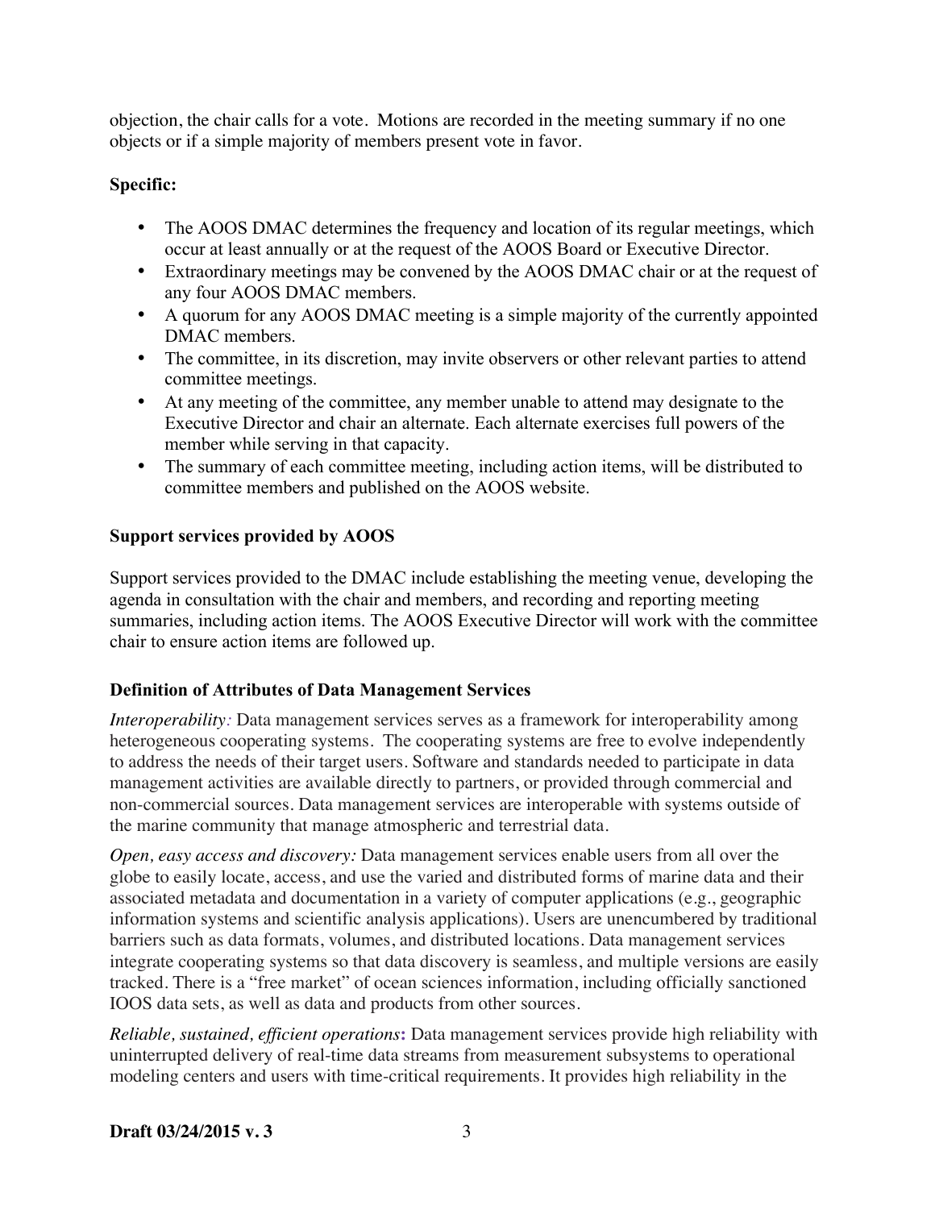objection, the chair calls for a vote. Motions are recorded in the meeting summary if no one objects or if a simple majority of members present vote in favor.

**Specific:**

- The AOOS DMAC determines the frequency and location of its regular meetings, which occur at least annually or at the request of the AOOS Board or Executive Director.
- Extraordinary meetings may be convened by the AOOS DMAC chair or at the request of any four AOOS DMAC members.
- A quorum for any AOOS DMAC meeting is a simple majority of the currently appointed DMAC members.
- The committee, in its discretion, may invite observers or other relevant parties to attend committee meetings.
- At any meeting of the committee, any member unable to attend may designate to the Executive Director and chair an alternate. Each alternate exercises full powers of the member while serving in that capacity.
- The summary of each committee meeting, including action items, will be distributed to committee members and published on the AOOS website.

**Support services provided by AOOS**

Support services provided to the DMAC include establishing the meeting venue, developing the agenda in consultation with the chair and members, and recording and reporting meeting summaries, including action items. The AOOS Executive Director will work with the committee chair to ensure action items are followed up.

**Definition of Attributes of Data Management Services**

*Interoperability:* Data management services serves as a framework for interoperability among heterogeneous cooperating systems. The cooperating systems are free to evolve independently to address the needs of their target users. Software and standards needed to participate in data management activities are available directly to partners, or provided through commercial and non-commercial sources. Data management services are interoperable with systems outside of the marine community that manage atmospheric and terrestrial data.

*Open, easy access and discovery:* Data management services enable users from all over the globe to easily locate, access, and use the varied and distributed forms of marine data and their associated metadata and documentation in a variety of computer applications (e.g., geographic information systems and scientific analysis applications). Users are unencumbered by traditional barriers such as data formats, volumes, and distributed locations. Data management services integrate cooperating systems so that data discovery is seamless, and multiple versions are easily tracked. There is a "free market" of ocean sciences information, including officially sanctioned IOOS data sets, as well as data and products from other sources.

*Reliable, sustained, efficient operations***:** Data management services provide high reliability with uninterrupted delivery of real-time data streams from measurement subsystems to operational modeling centers and users with time-critical requirements. It provides high reliability in the

**Draft 03/24/2015 v. 3**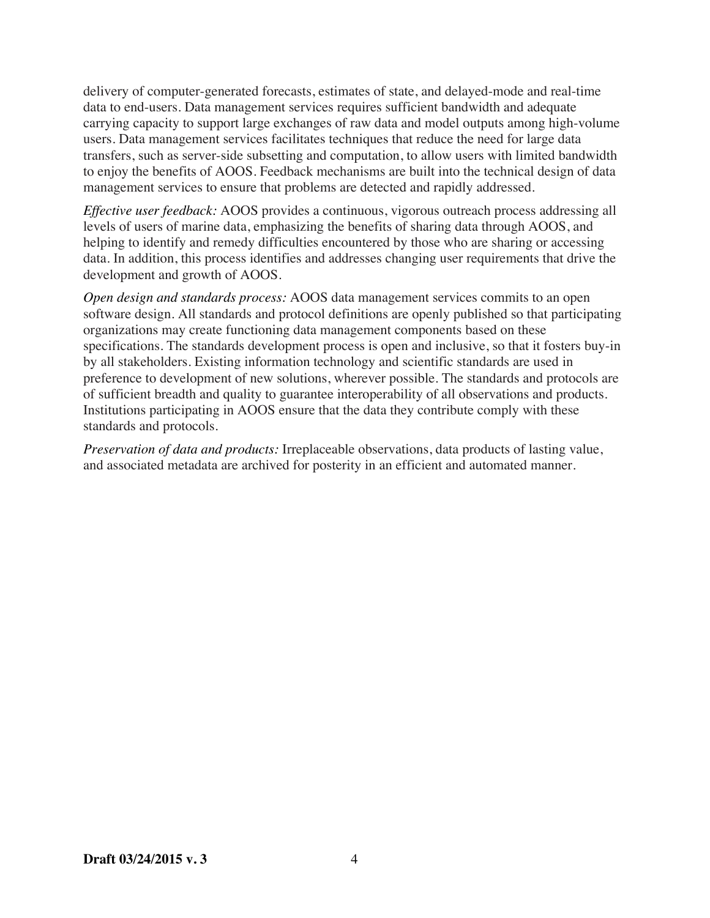delivery of computer-generated forecasts, estimates of state, and delayed-mode and real-time data to end-users. Data management services requires sufficient bandwidth and adequate carrying capacity to support large exchanges of raw data and model outputs among high-volume users. Data management services facilitates techniques that reduce the need for large data transfers, such as server-side subsetting and computation, to allow users with limited bandwidth to enjoy the benefits of AOOS. Feedback mechanisms are built into the technical design of data management services to ensure that problems are detected and rapidly addressed.

*Effective user feedback:* AOOS provides a continuous, vigorous outreach process addressing all levels of users of marine data, emphasizing the benefits of sharing data through AOOS, and helping to identify and remedy difficulties encountered by those who are sharing or accessing data. In addition, this process identifies and addresses changing user requirements that drive the development and growth of AOOS.

*Open design and standards process:* AOOS data management services commits to an open software design. All standards and protocol definitions are openly published so that participating organizations may create functioning data management components based on these specifications. The standards development process is open and inclusive, so that it fosters buy-in by all stakeholders. Existing information technology and scientific standards are used in preference to development of new solutions, wherever possible. The standards and protocols are of sufficient breadth and quality to guarantee interoperability of all observations and products. Institutions participating in AOOS ensure that the data they contribute comply with these standards and protocols.

*Preservation of data and products:* Irreplaceable observations, data products of lasting value, and associated metadata are archived for posterity in an efficient and automated manner.